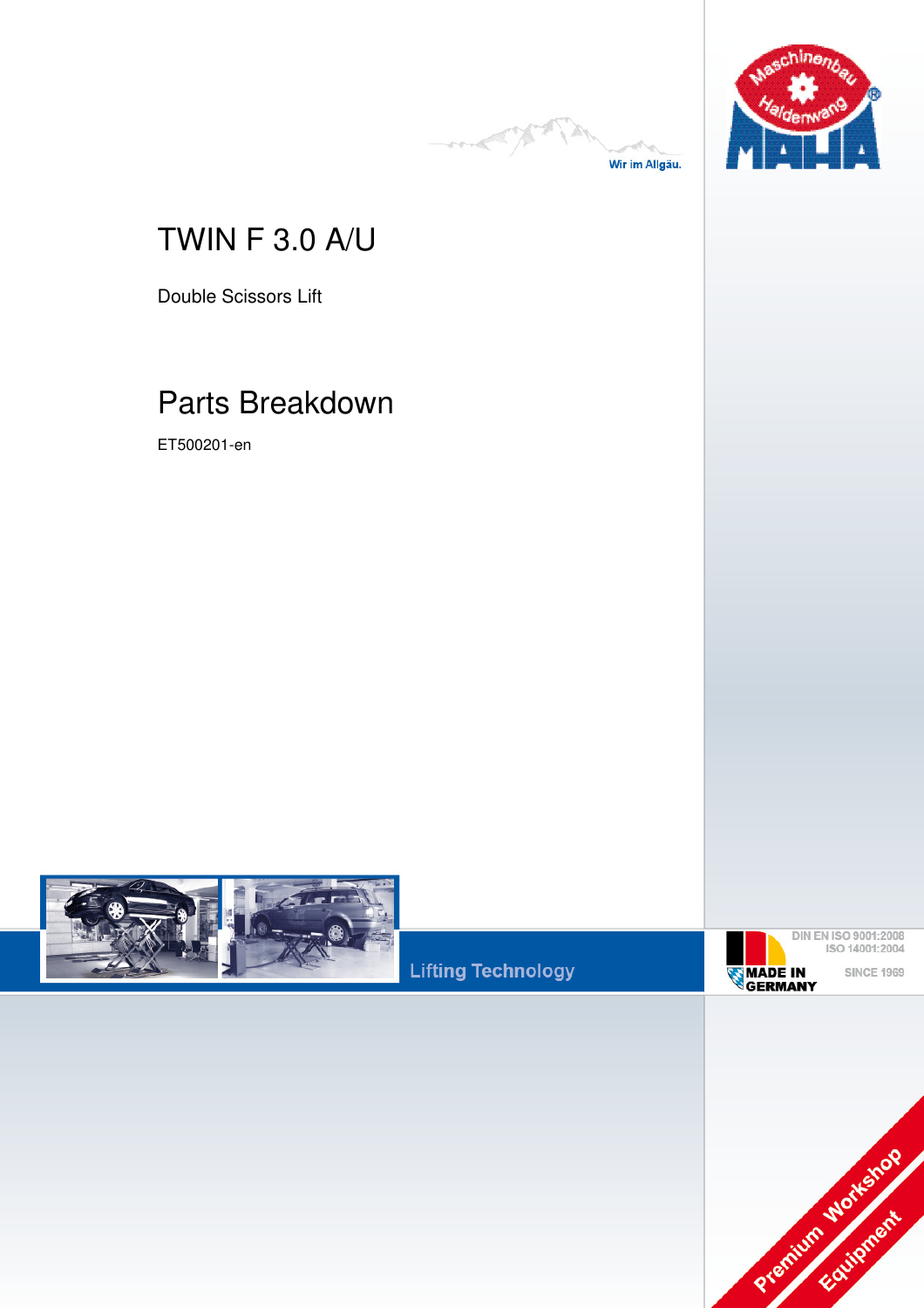Wir im Allgäu.

# TWIN F 3.0 A/U

Double Scissors Lift

## Parts Breakdown

ET500201-en

Lifting Technology

DIN EN ISO 9001:2008
ISO 14001:2004

MADE IN GERMANY

SINCE 1969

Premium Workshop Equipment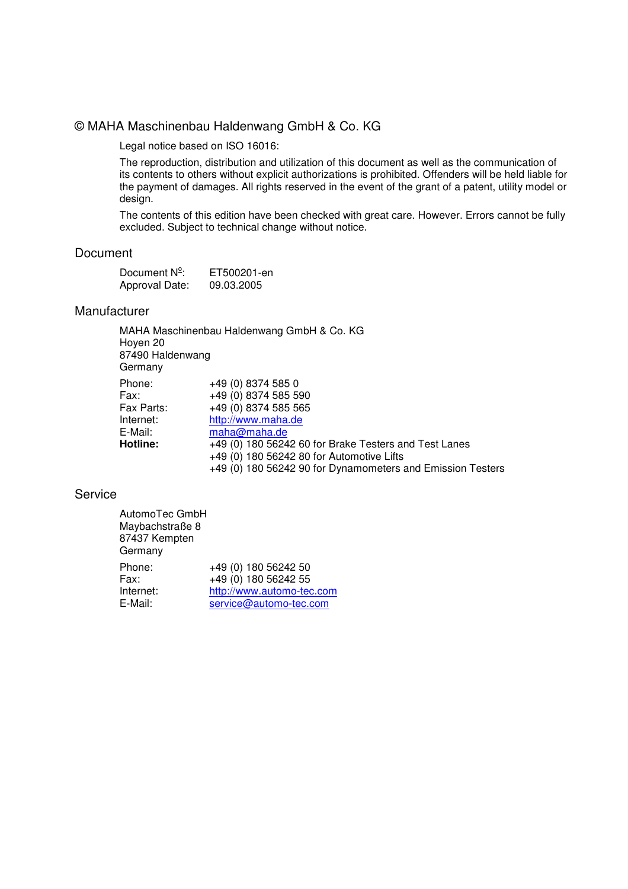## © MAHA Maschinenbau Haldenwang GmbH & Co. KG

Legal notice based on ISO 16016:

The reproduction, distribution and utilization of this document as well as the communication of its contents to others without explicit authorizations is prohibited. Offenders will be held liable for the payment of damages. All rights reserved in the event of the grant of a patent, utility model or design.

The contents of this edition have been checked with great care. However. Errors cannot be fully excluded. Subject to technical change without notice.

## Document

Document Nº: ET500201-en
Approval Date: 09.03.2005

## Manufacturer

MAHA Maschinenbau Haldenwang GmbH & Co. KG
Hoyen 20
87490 Haldenwang
Germany

| | |
|---|---|
| Phone: | +49 (0) 8374 585 0 |
| Fax: | +49 (0) 8374 585 590 |
| Fax Parts: | +49 (0) 8374 585 565 |
| Internet: | http://www.maha.de |
| E-Mail: | maha@maha.de |
| **Hotline:** | +49 (0) 180 56242 60 for Brake Testers and Test Lanes<br>+49 (0) 180 56242 80 for Automotive Lifts<br>+49 (0) 180 56242 90 for Dynamometers and Emission Testers |

## Service

AutomoTec GmbH
Maybachstraße 8
87437 Kempten
Germany

| | |
|---|---|
| Phone: | +49 (0) 180 56242 50 |
| Fax: | +49 (0) 180 56242 55 |
| Internet: | http://www.automo-tec.com |
| E-Mail: | service@automo-tec.com |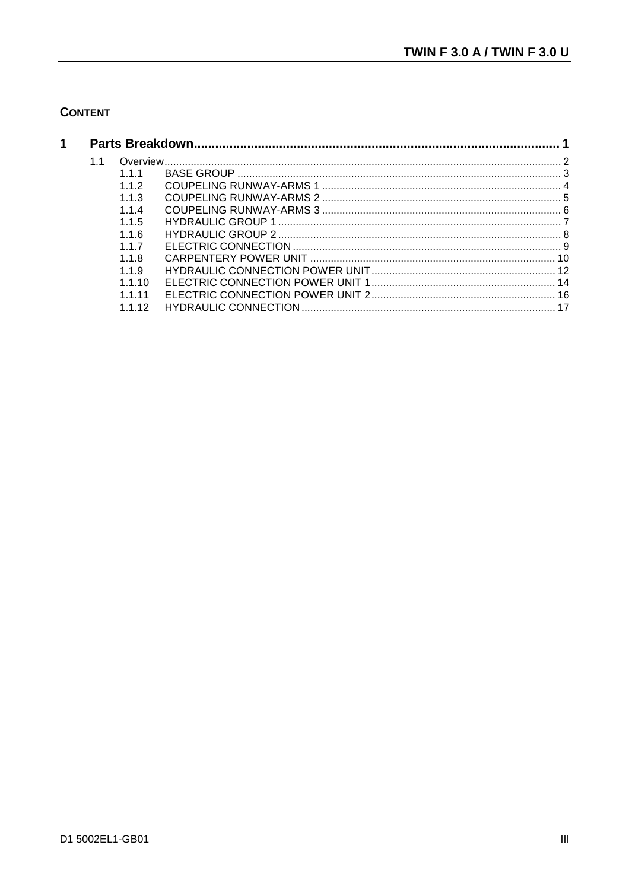**CONTENT**

| | | | |
|---|---|---|---|
| **1** | **Parts Breakdown** | | **1** |
| 1.1 | Overview | | 2 |
| | 1.1.1 | BASE GROUP | 3 |
| | 1.1.2 | COUPELING RUNWAY-ARMS 1 | 4 |
| | 1.1.3 | COUPELING RUNWAY-ARMS 2 | 5 |
| | 1.1.4 | COUPELING RUNWAY-ARMS 3 | 6 |
| | 1.1.5 | HYDRAULIC GROUP 1 | 7 |
| | 1.1.6 | HYDRAULIC GROUP 2 | 8 |
| | 1.1.7 | ELECTRIC CONNECTION | 9 |
| | 1.1.8 | CARPENTERY POWER UNIT | 10 |
| | 1.1.9 | HYDRAULIC CONNECTION POWER UNIT | 12 |
| | 1.1.10 | ELECTRIC CONNECTION POWER UNIT 1 | 14 |
| | 1.1.11 | ELECTRIC CONNECTION POWER UNIT 2 | 16 |
| | 1.1.12 | HYDRAULIC CONNECTION | 17 |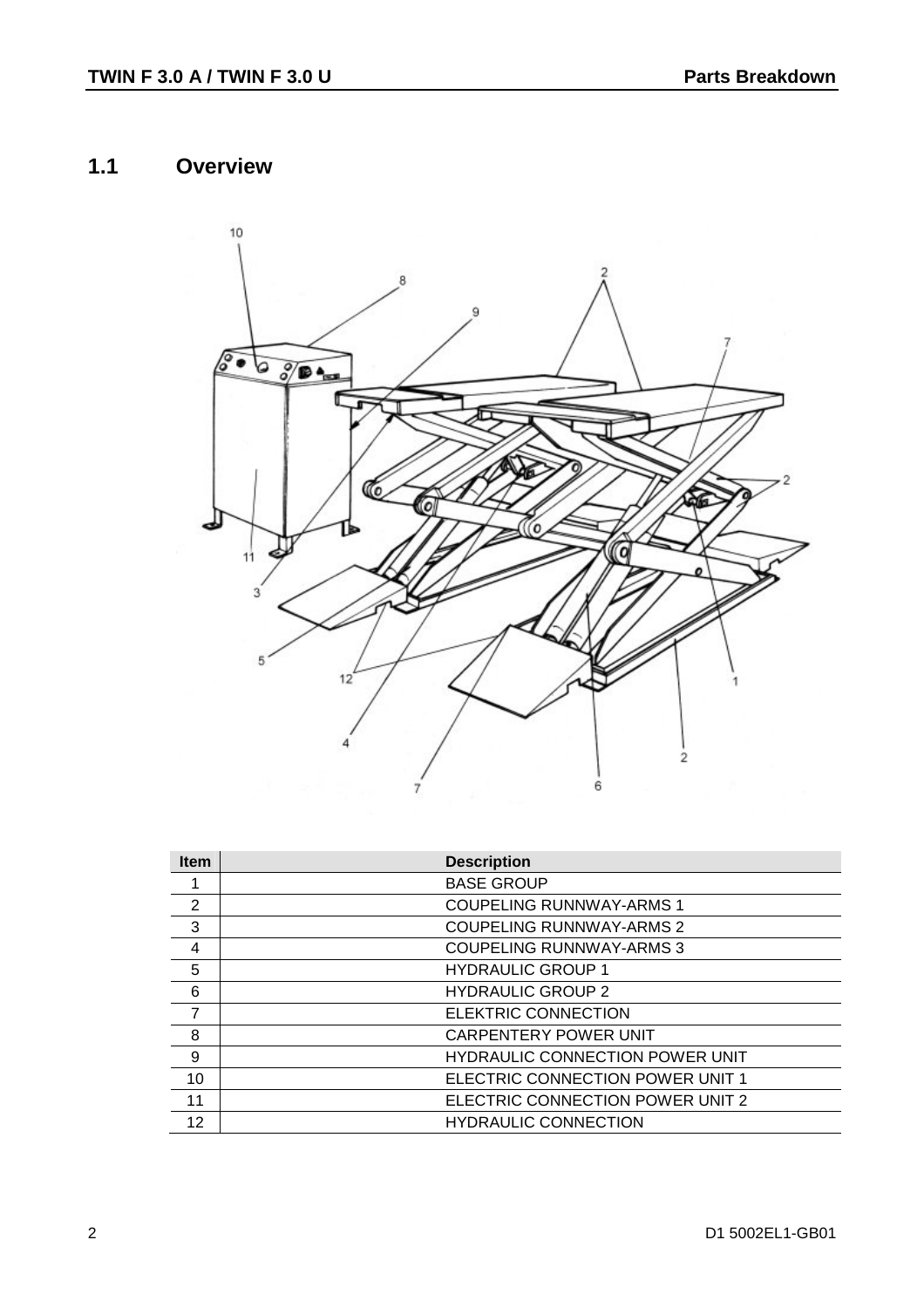## 1.1 Overview

| Item | Description |
|---|---|
| 1 | BASE GROUP |
| 2 | COUPELING RUNNWAY-ARMS 1 |
| 3 | COUPELING RUNNWAY-ARMS 2 |
| 4 | COUPELING RUNNWAY-ARMS 3 |
| 5 | HYDRAULIC GROUP 1 |
| 6 | HYDRAULIC GROUP 2 |
| 7 | ELEKTRIC CONNECTION |
| 8 | CARPENTERY POWER UNIT |
| 9 | HYDRAULIC CONNECTION POWER UNIT |
| 10 | ELECTRIC CONNECTION POWER UNIT 1 |
| 11 | ELECTRIC CONNECTION POWER UNIT 2 |
| 12 | HYDRAULIC CONNECTION |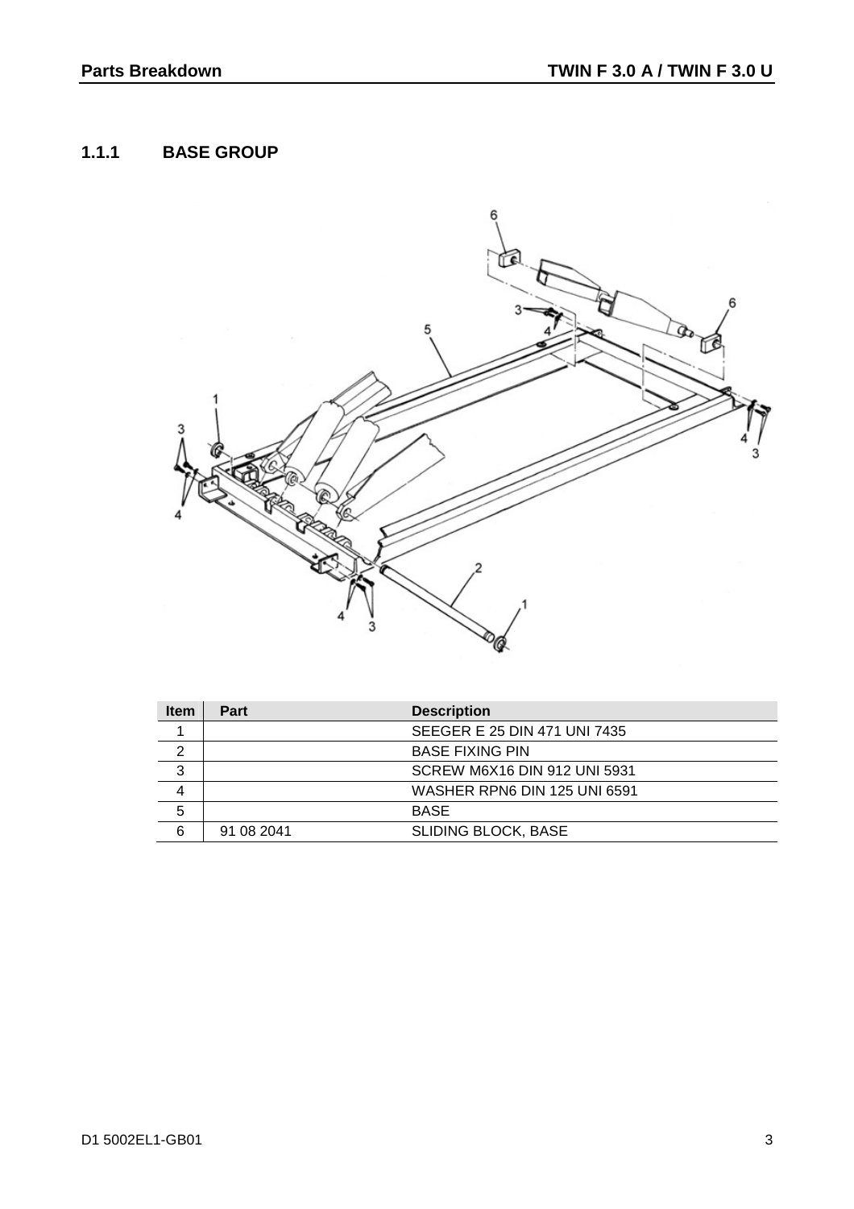### 1.1.1 BASE GROUP

| Item | Part | Description |
|---|---|---|
| 1 | | SEEGER E 25 DIN 471 UNI 7435 |
| 2 | | BASE FIXING PIN |
| 3 | | SCREW M6X16 DIN 912 UNI 5931 |
| 4 | | WASHER RPN6 DIN 125 UNI 6591 |
| 5 | | BASE |
| 6 | 91 08 2041 | SLIDING BLOCK, BASE |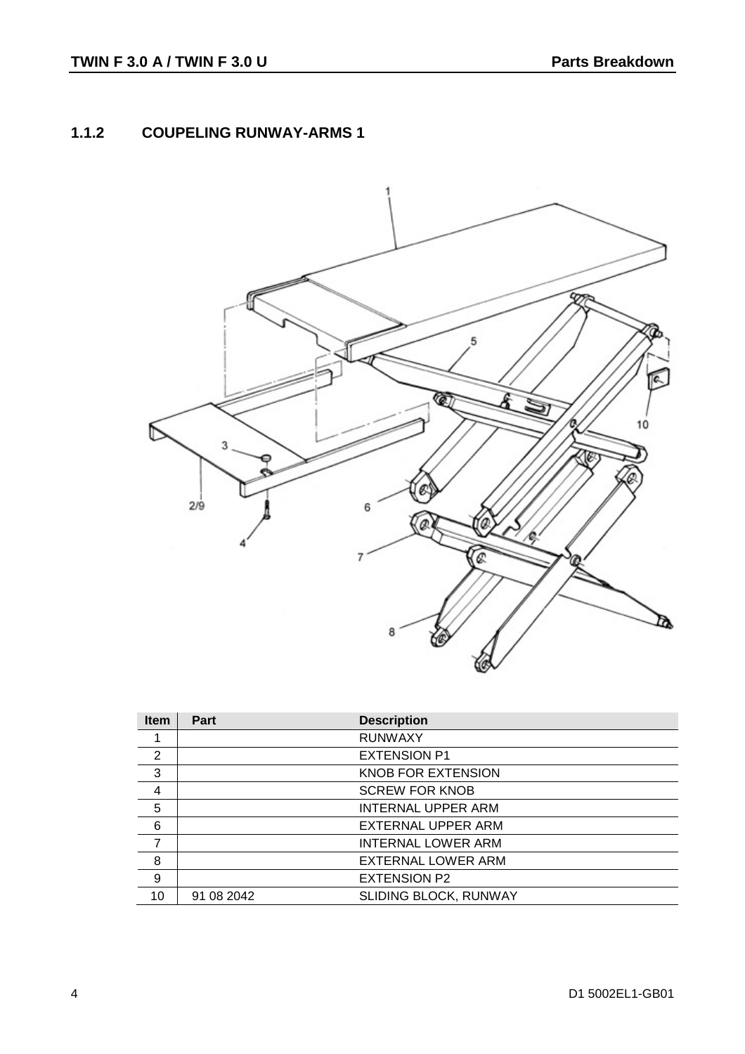## 1.1.2 COUPELING RUNWAY-ARMS 1

| Item | Part | Description |
|---|---|---|
| 1 | | RUNWAXY |
| 2 | | EXTENSION P1 |
| 3 | | KNOB FOR EXTENSION |
| 4 | | SCREW FOR KNOB |
| 5 | | INTERNAL UPPER ARM |
| 6 | | EXTERNAL UPPER ARM |
| 7 | | INTERNAL LOWER ARM |
| 8 | | EXTERNAL LOWER ARM |
| 9 | | EXTENSION P2 |
| 10 | 91 08 2042 | SLIDING BLOCK, RUNWAY |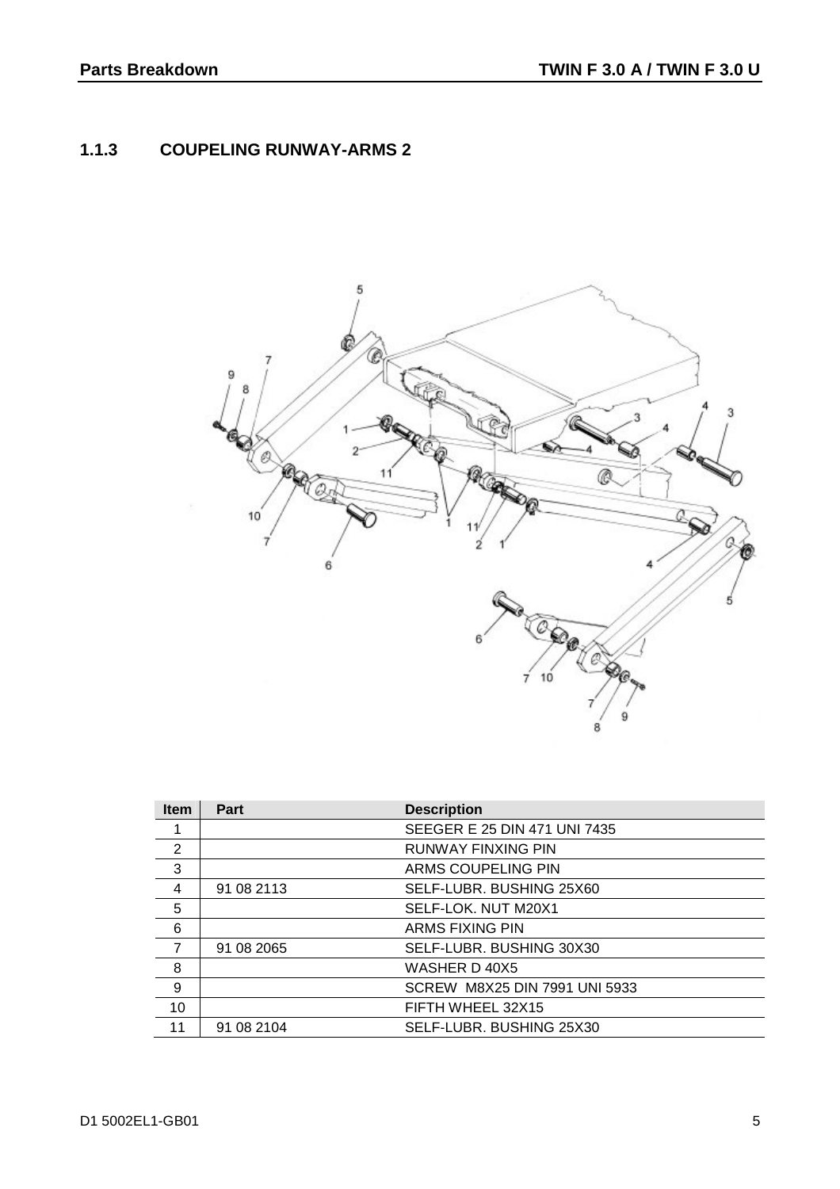### 1.1.3 COUPELING RUNWAY-ARMS 2

| Item | Part | Description |
|---|---|---|
| 1 | | SEEGER E 25 DIN 471 UNI 7435 |
| 2 | | RUNWAY FINXING PIN |
| 3 | | ARMS COUPELING PIN |
| 4 | 91 08 2113 | SELF-LUBR. BUSHING 25X60 |
| 5 | | SELF-LOK. NUT M20X1 |
| 6 | | ARMS FIXING PIN |
| 7 | 91 08 2065 | SELF-LUBR. BUSHING 30X30 |
| 8 | | WASHER D 40X5 |
| 9 | | SCREW M8X25 DIN 7991 UNI 5933 |
| 10 | | FIFTH WHEEL 32X15 |
| 11 | 91 08 2104 | SELF-LUBR. BUSHING 25X30 |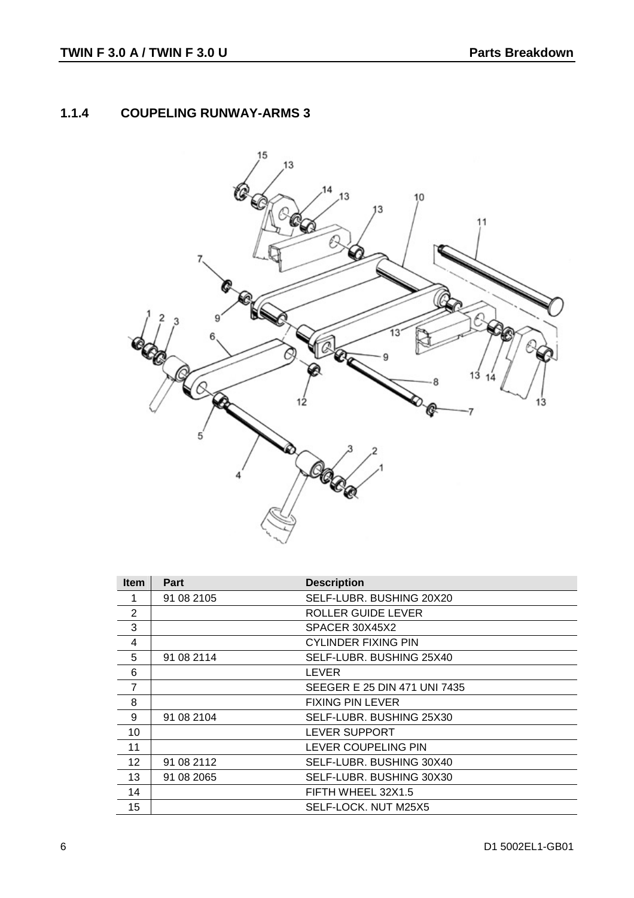### 1.1.4 COUPELING RUNWAY-ARMS 3

| Item | Part | Description |
|---|---|---|
| 1 | 91 08 2105 | SELF-LUBR. BUSHING 20X20 |
| 2 | | ROLLER GUIDE LEVER |
| 3 | | SPACER 30X45X2 |
| 4 | | CYLINDER FIXING PIN |
| 5 | 91 08 2114 | SELF-LUBR. BUSHING 25X40 |
| 6 | | LEVER |
| 7 | | SEEGER E 25 DIN 471 UNI 7435 |
| 8 | | FIXING PIN LEVER |
| 9 | 91 08 2104 | SELF-LUBR. BUSHING 25X30 |
| 10 | | LEVER SUPPORT |
| 11 | | LEVER COUPELING PIN |
| 12 | 91 08 2112 | SELF-LUBR. BUSHING 30X40 |
| 13 | 91 08 2065 | SELF-LUBR. BUSHING 30X30 |
| 14 | | FIFTH WHEEL 32X1.5 |
| 15 | | SELF-LOCK. NUT M25X5 |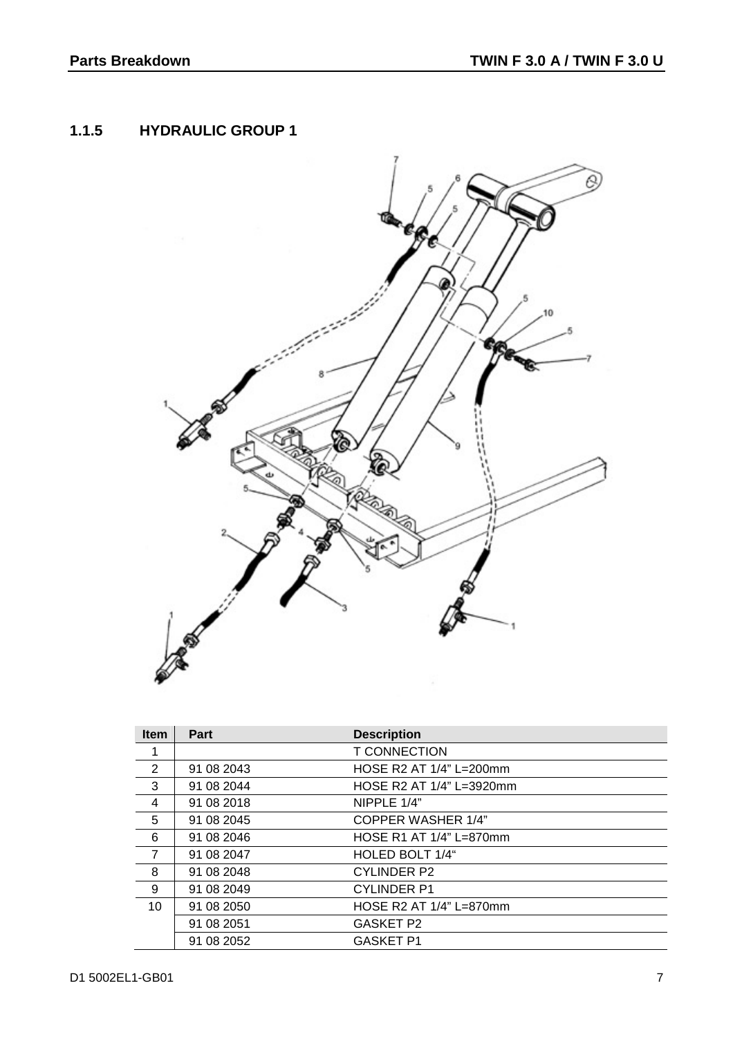## 1.1.5 HYDRAULIC GROUP 1

| Item | Part | Description |
|---|---|---|
| 1 | | T CONNECTION |
| 2 | 91 08 2043 | HOSE R2 AT 1/4" L=200mm |
| 3 | 91 08 2044 | HOSE R2 AT 1/4" L=3920mm |
| 4 | 91 08 2018 | NIPPLE 1/4" |
| 5 | 91 08 2045 | COPPER WASHER 1/4" |
| 6 | 91 08 2046 | HOSE R1 AT 1/4" L=870mm |
| 7 | 91 08 2047 | HOLED BOLT 1/4" |
| 8 | 91 08 2048 | CYLINDER P2 |
| 9 | 91 08 2049 | CYLINDER P1 |
| 10 | 91 08 2050 | HOSE R2 AT 1/4" L=870mm |
| | 91 08 2051 | GASKET P2 |
| | 91 08 2052 | GASKET P1 |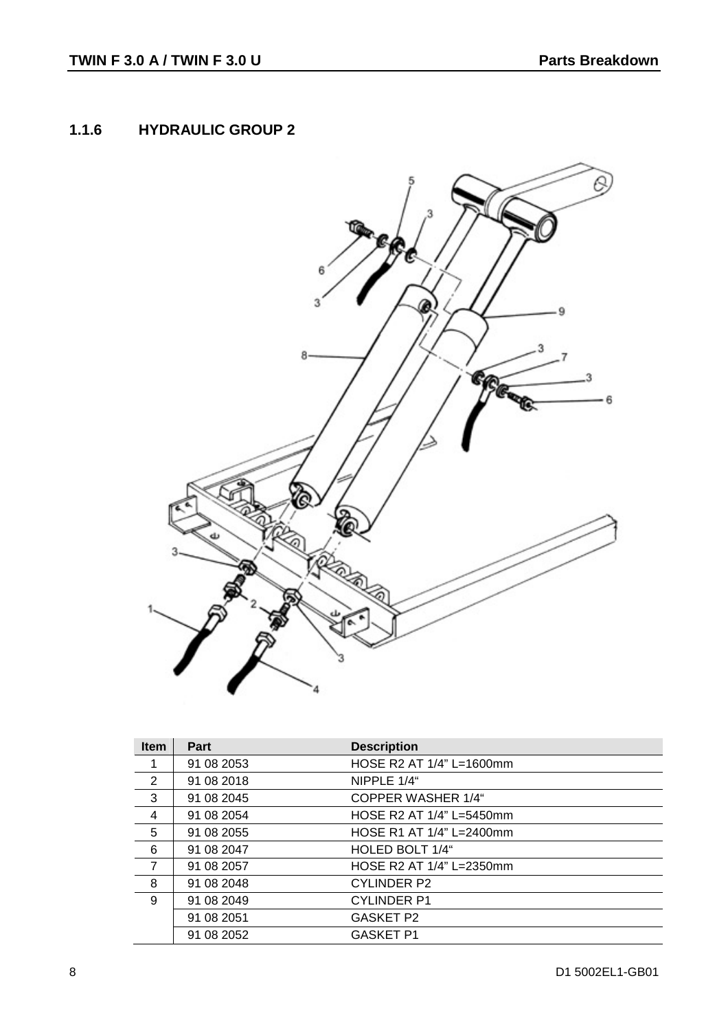### 1.1.6 HYDRAULIC GROUP 2

| Item | Part | Description |
|---|---|---|
| 1 | 91 08 2053 | HOSE R2 AT 1/4" L=1600mm |
| 2 | 91 08 2018 | NIPPLE 1/4“ |
| 3 | 91 08 2045 | COPPER WASHER 1/4“ |
| 4 | 91 08 2054 | HOSE R2 AT 1/4" L=5450mm |
| 5 | 91 08 2055 | HOSE R1 AT 1/4" L=2400mm |
| 6 | 91 08 2047 | HOLED BOLT 1/4“ |
| 7 | 91 08 2057 | HOSE R2 AT 1/4" L=2350mm |
| 8 | 91 08 2048 | CYLINDER P2 |
| 9 | 91 08 2049 | CYLINDER P1 |
| | 91 08 2051 | GASKET P2 |
| | 91 08 2052 | GASKET P1 |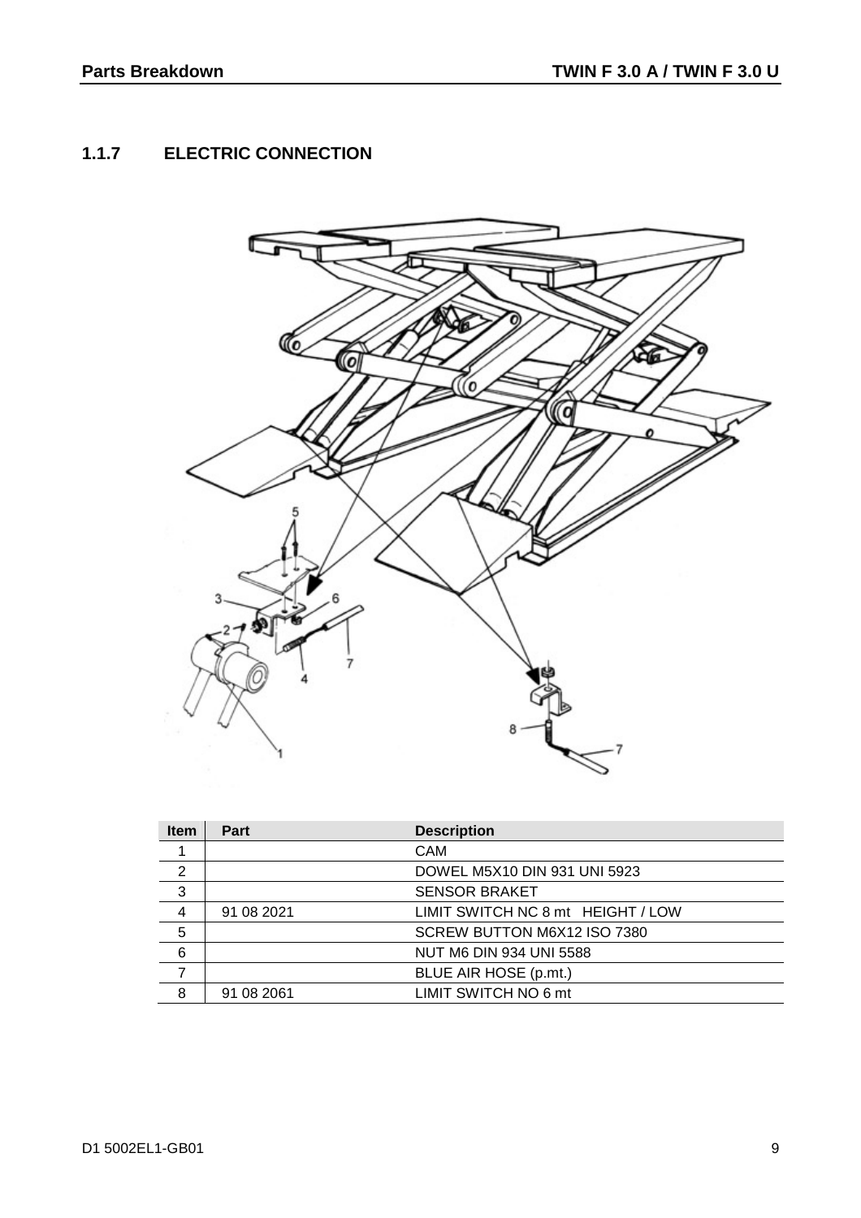### 1.1.7 ELECTRIC CONNECTION

| Item | Part | Description |
|---|---|---|
| 1 | | CAM |
| 2 | | DOWEL M5X10 DIN 931 UNI 5923 |
| 3 | | SENSOR BRAKET |
| 4 | 91 08 2021 | LIMIT SWITCH NC 8 mt HEIGHT / LOW |
| 5 | | SCREW BUTTON M6X12 ISO 7380 |
| 6 | | NUT M6 DIN 934 UNI 5588 |
| 7 | | BLUE AIR HOSE (p.mt.) |
| 8 | 91 08 2061 | LIMIT SWITCH NO 6 mt |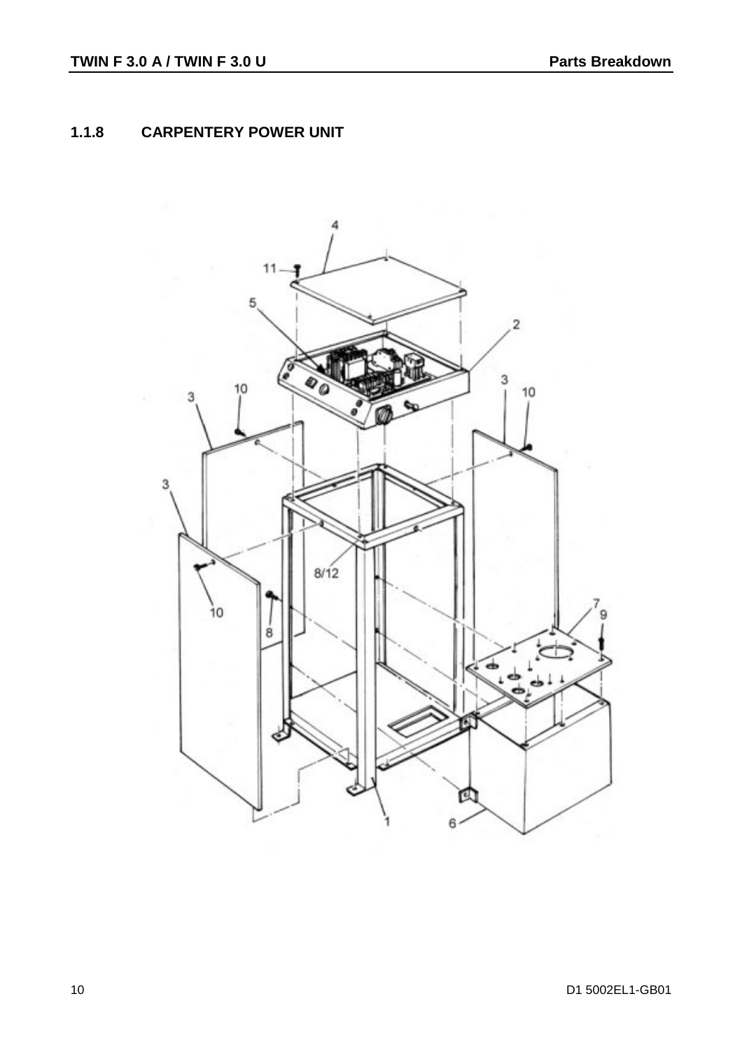### 1.1.8 CARPENTERY POWER UNIT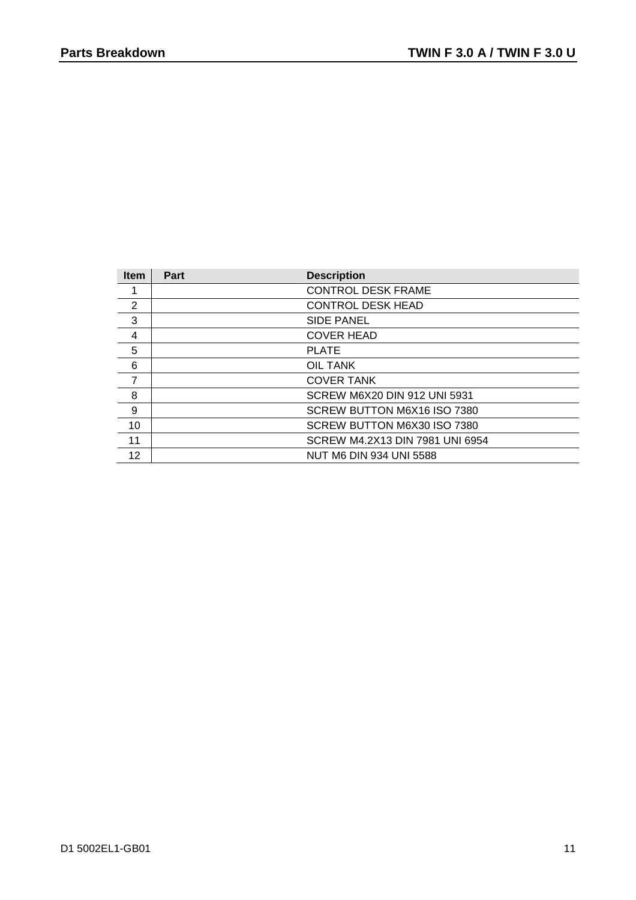| Item | Part | Description |
| --- | --- | --- |
| 1 | | CONTROL DESK FRAME |
| 2 | | CONTROL DESK HEAD |
| 3 | | SIDE PANEL |
| 4 | | COVER HEAD |
| 5 | | PLATE |
| 6 | | OIL TANK |
| 7 | | COVER TANK |
| 8 | | SCREW M6X20 DIN 912 UNI 5931 |
| 9 | | SCREW BUTTON M6X16 ISO 7380 |
| 10 | | SCREW BUTTON M6X30 ISO 7380 |
| 11 | | SCREW M4.2X13 DIN 7981 UNI 6954 |
| 12 | | NUT M6 DIN 934 UNI 5588 |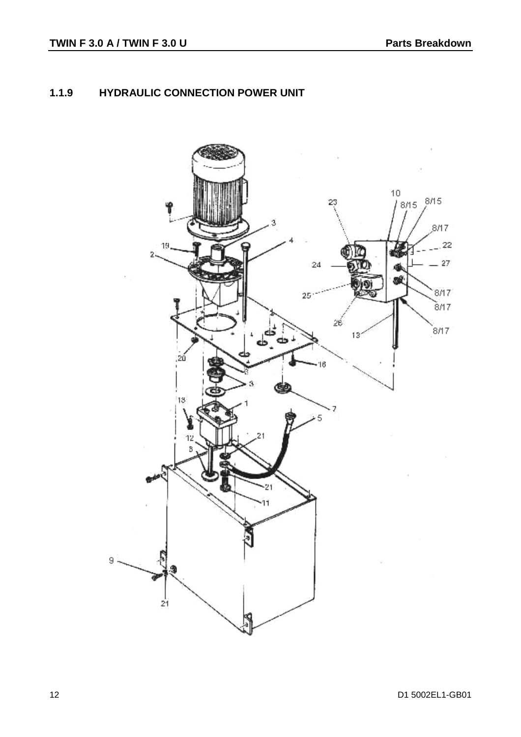### 1.1.9 HYDRAULIC CONNECTION POWER UNIT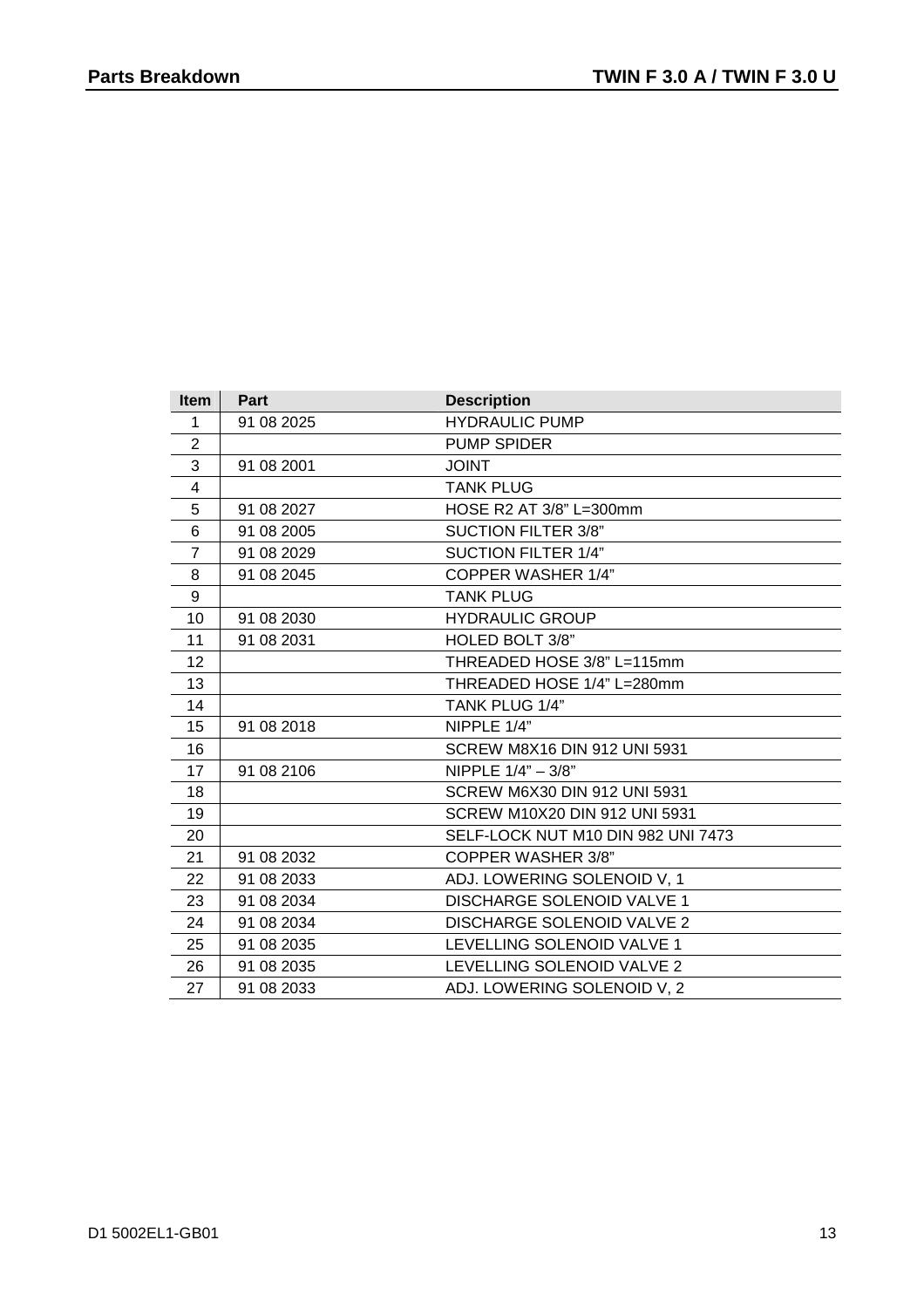| Item | Part | Description |
|---|---|---|
| 1 | 91 08 2025 | HYDRAULIC PUMP |
| 2 | | PUMP SPIDER |
| 3 | 91 08 2001 | JOINT |
| 4 | | TANK PLUG |
| 5 | 91 08 2027 | HOSE R2 AT 3/8" L=300mm |
| 6 | 91 08 2005 | SUCTION FILTER 3/8" |
| 7 | 91 08 2029 | SUCTION FILTER 1/4" |
| 8 | 91 08 2045 | COPPER WASHER 1/4" |
| 9 | | TANK PLUG |
| 10 | 91 08 2030 | HYDRAULIC GROUP |
| 11 | 91 08 2031 | HOLED BOLT 3/8" |
| 12 | | THREADED HOSE 3/8" L=115mm |
| 13 | | THREADED HOSE 1/4" L=280mm |
| 14 | | TANK PLUG 1/4" |
| 15 | 91 08 2018 | NIPPLE 1/4" |
| 16 | | SCREW M8X16 DIN 912 UNI 5931 |
| 17 | 91 08 2106 | NIPPLE 1/4" – 3/8" |
| 18 | | SCREW M6X30 DIN 912 UNI 5931 |
| 19 | | SCREW M10X20 DIN 912 UNI 5931 |
| 20 | | SELF-LOCK NUT M10 DIN 982 UNI 7473 |
| 21 | 91 08 2032 | COPPER WASHER 3/8" |
| 22 | 91 08 2033 | ADJ. LOWERING SOLENOID V, 1 |
| 23 | 91 08 2034 | DISCHARGE SOLENOID VALVE 1 |
| 24 | 91 08 2034 | DISCHARGE SOLENOID VALVE 2 |
| 25 | 91 08 2035 | LEVELLING SOLENOID VALVE 1 |
| 26 | 91 08 2035 | LEVELLING SOLENOID VALVE 2 |
| 27 | 91 08 2033 | ADJ. LOWERING SOLENOID V, 2 |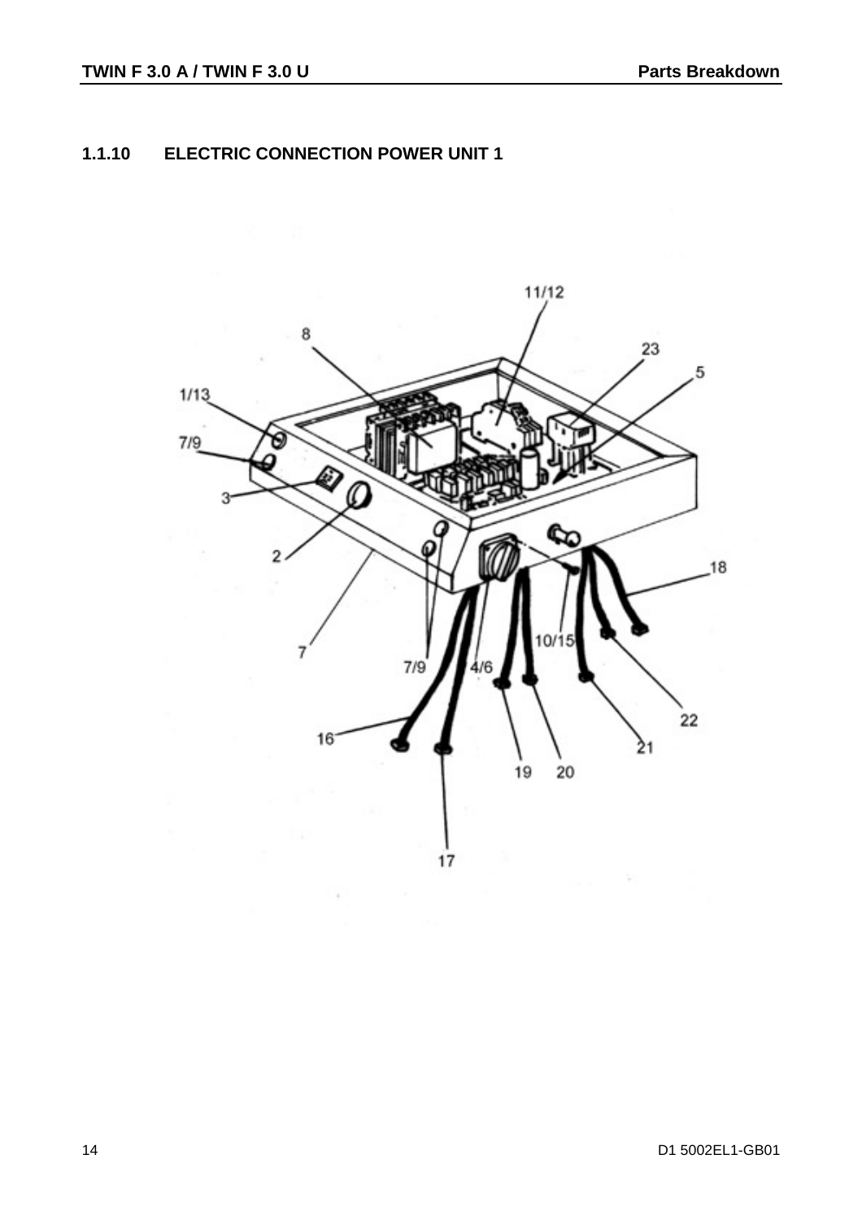### 1.1.10 ELECTRIC CONNECTION POWER UNIT 1

11/12

8

23

5

1/13

7/9

3

2

18

7

10/15

7/9

4/6

22

16

21

19

20

17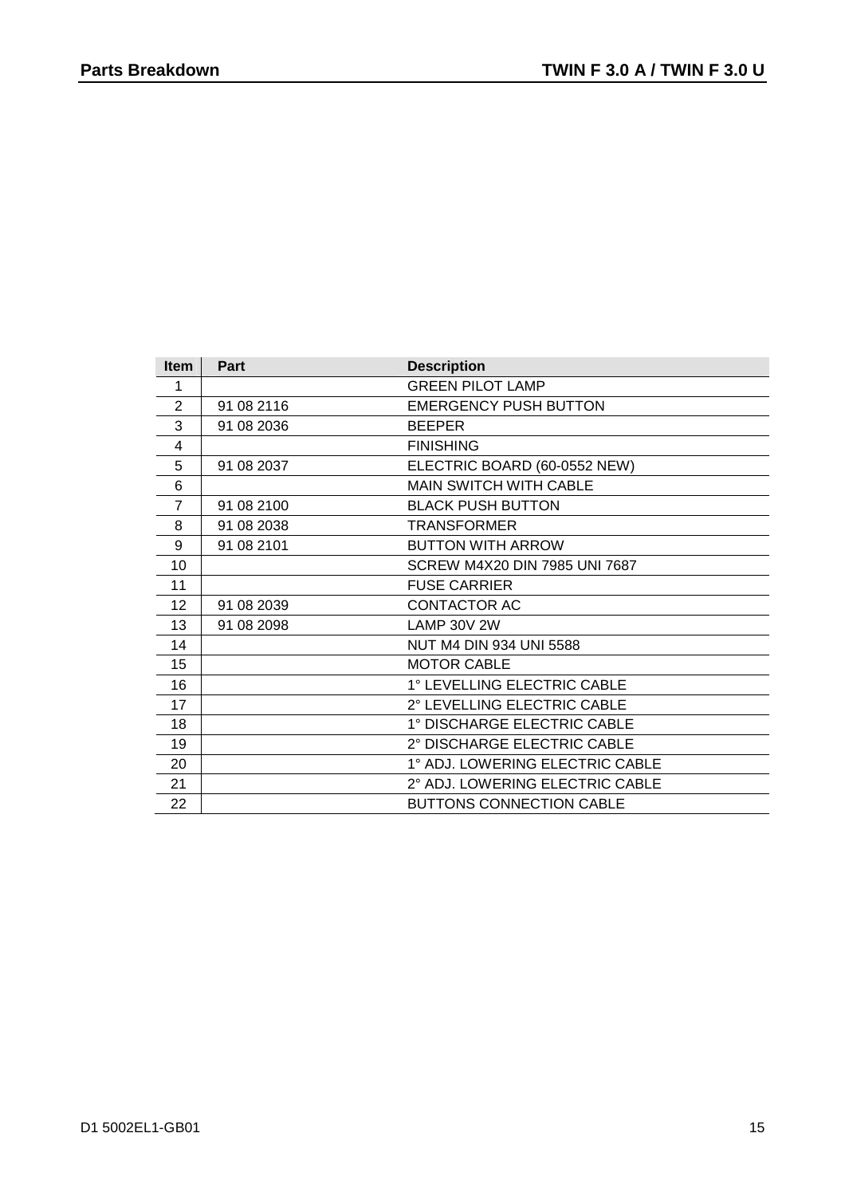| Item | Part | Description |
|---|---|---|
| 1 | | GREEN PILOT LAMP |
| 2 | 91 08 2116 | EMERGENCY PUSH BUTTON |
| 3 | 91 08 2036 | BEEPER |
| 4 | | FINISHING |
| 5 | 91 08 2037 | ELECTRIC BOARD (60-0552 NEW) |
| 6 | | MAIN SWITCH WITH CABLE |
| 7 | 91 08 2100 | BLACK PUSH BUTTON |
| 8 | 91 08 2038 | TRANSFORMER |
| 9 | 91 08 2101 | BUTTON WITH ARROW |
| 10 | | SCREW M4X20 DIN 7985 UNI 7687 |
| 11 | | FUSE CARRIER |
| 12 | 91 08 2039 | CONTACTOR AC |
| 13 | 91 08 2098 | LAMP 30V 2W |
| 14 | | NUT M4 DIN 934 UNI 5588 |
| 15 | | MOTOR CABLE |
| 16 | | 1° LEVELLING ELECTRIC CABLE |
| 17 | | 2° LEVELLING ELECTRIC CABLE |
| 18 | | 1° DISCHARGE ELECTRIC CABLE |
| 19 | | 2° DISCHARGE ELECTRIC CABLE |
| 20 | | 1° ADJ. LOWERING ELECTRIC CABLE |
| 21 | | 2° ADJ. LOWERING ELECTRIC CABLE |
| 22 | | BUTTONS CONNECTION CABLE |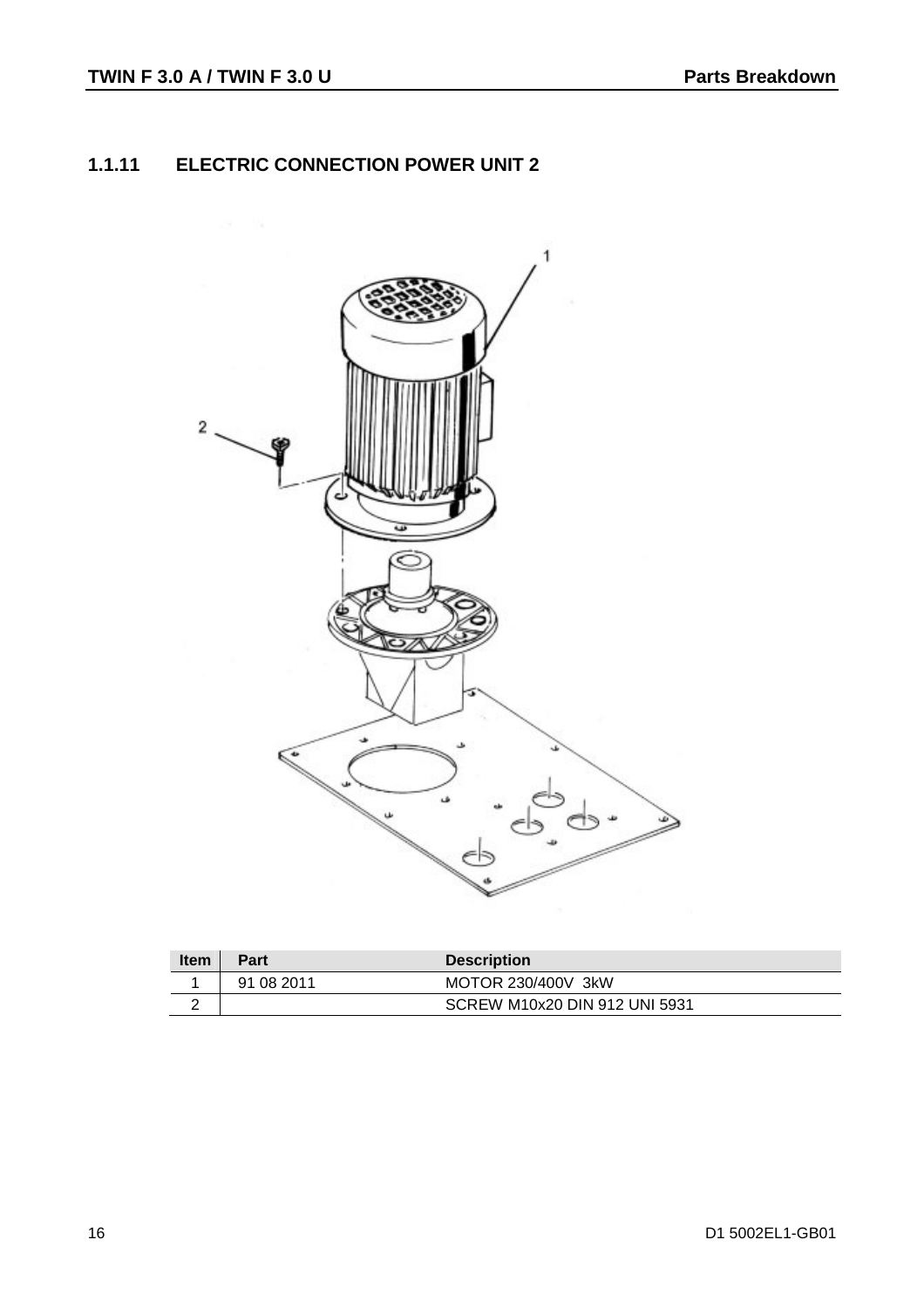### 1.1.11 ELECTRIC CONNECTION POWER UNIT 2

| Item | Part | Description |
| --- | --- | --- |
| 1 | 91 08 2011 | MOTOR 230/400V 3kW |
| 2 | | SCREW M10x20 DIN 912 UNI 5931 |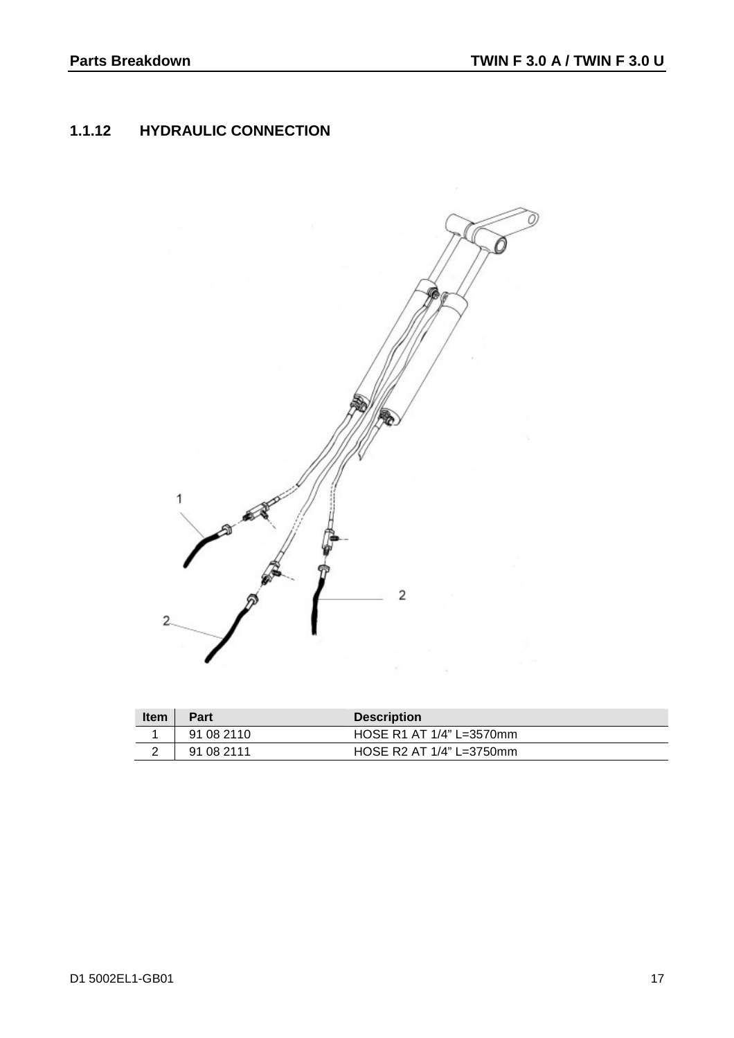### 1.1.12 HYDRAULIC CONNECTION

1

2

2

| Item | Part | Description |
|---|---|---|
| 1 | 91 08 2110 | HOSE R1 AT 1/4" L=3570mm |
| 2 | 91 08 2111 | HOSE R2 AT 1/4" L=3750mm |